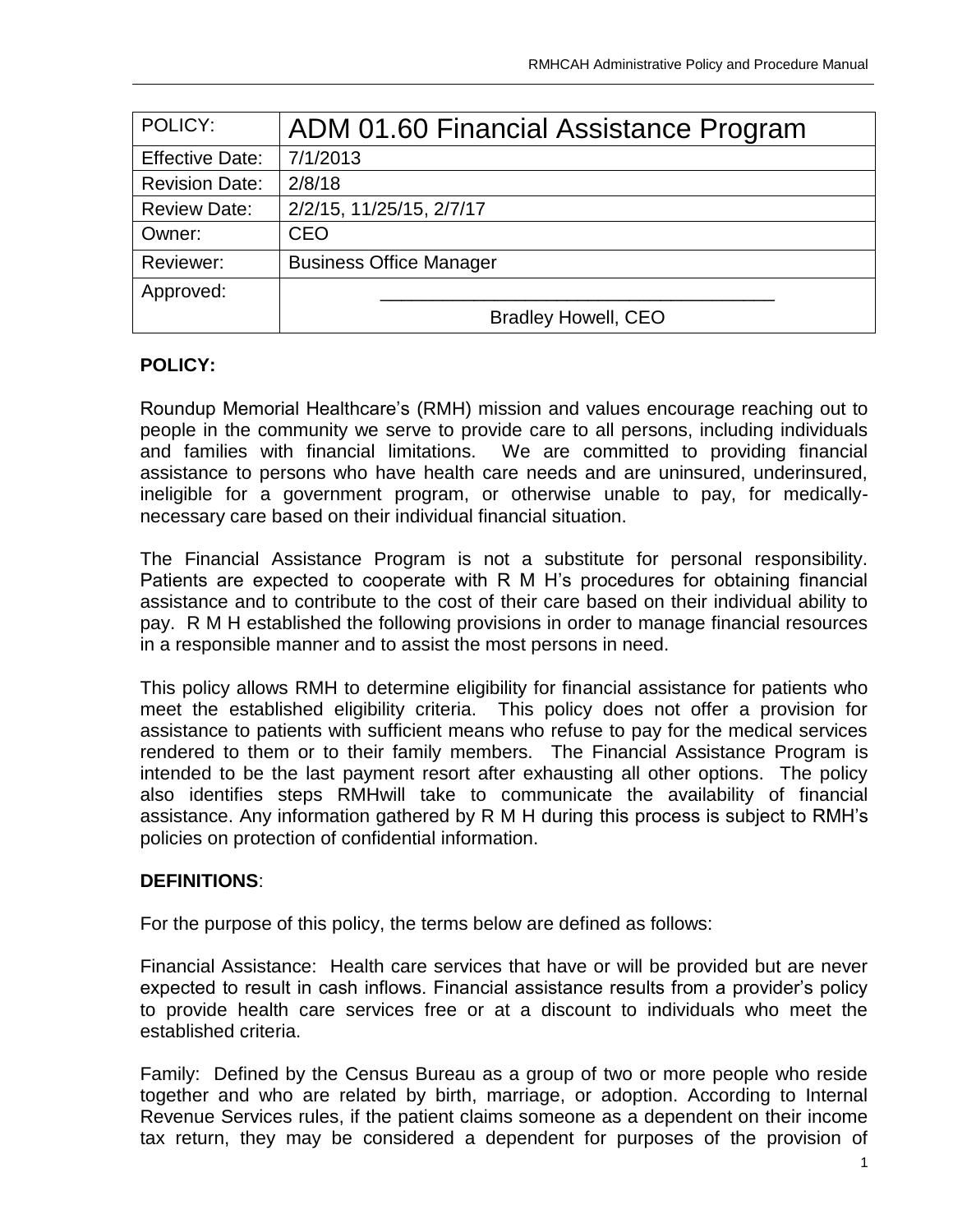| POLICY: | ADM 01.60 Financial Assistance Program |
|---|---|
| Effective Date: | 7/1/2013 |
| Revision Date: | 2/8/18 |
| Review Date: | 2/2/15, 11/25/15, 2/7/17 |
| Owner: | CEO |
| Reviewer: | Business Office Manager |
| Approved: | ______________________________________ Bradley Howell, CEO |

**POLICY:**

Roundup Memorial Healthcare's (RMH) mission and values encourage reaching out to people in the community we serve to provide care to all persons, including individuals and families with financial limitations. We are committed to providing financial assistance to persons who have health care needs and are uninsured, underinsured, ineligible for a government program, or otherwise unable to pay, for medically-necessary care based on their individual financial situation.

The Financial Assistance Program is not a substitute for personal responsibility. Patients are expected to cooperate with R M H's procedures for obtaining financial assistance and to contribute to the cost of their care based on their individual ability to pay. R M H established the following provisions in order to manage financial resources in a responsible manner and to assist the most persons in need.

This policy allows RMH to determine eligibility for financial assistance for patients who meet the established eligibility criteria. This policy does not offer a provision for assistance to patients with sufficient means who refuse to pay for the medical services rendered to them or to their family members. The Financial Assistance Program is intended to be the last payment resort after exhausting all other options. The policy also identifies steps RMHwill take to communicate the availability of financial assistance. Any information gathered by R M H during this process is subject to RMH's policies on protection of confidential information.

**DEFINITIONS**:

For the purpose of this policy, the terms below are defined as follows:

Financial Assistance: Health care services that have or will be provided but are never expected to result in cash inflows. Financial assistance results from a provider's policy to provide health care services free or at a discount to individuals who meet the established criteria.

Family: Defined by the Census Bureau as a group of two or more people who reside together and who are related by birth, marriage, or adoption. According to Internal Revenue Services rules, if the patient claims someone as a dependent on their income tax return, they may be considered a dependent for purposes of the provision of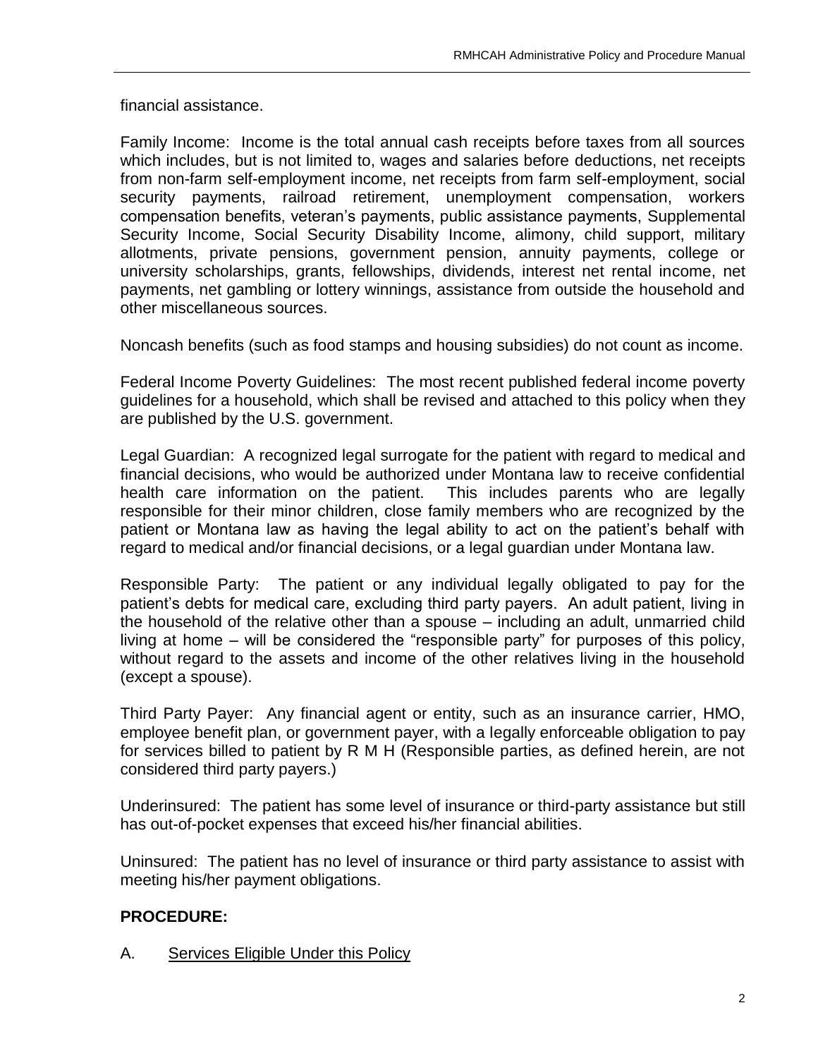financial assistance.

Family Income: Income is the total annual cash receipts before taxes from all sources which includes, but is not limited to, wages and salaries before deductions, net receipts from non-farm self-employment income, net receipts from farm self-employment, social security payments, railroad retirement, unemployment compensation, workers compensation benefits, veteran's payments, public assistance payments, Supplemental Security Income, Social Security Disability Income, alimony, child support, military allotments, private pensions, government pension, annuity payments, college or university scholarships, grants, fellowships, dividends, interest net rental income, net payments, net gambling or lottery winnings, assistance from outside the household and other miscellaneous sources.

Noncash benefits (such as food stamps and housing subsidies) do not count as income.

Federal Income Poverty Guidelines: The most recent published federal income poverty guidelines for a household, which shall be revised and attached to this policy when they are published by the U.S. government.

Legal Guardian: A recognized legal surrogate for the patient with regard to medical and financial decisions, who would be authorized under Montana law to receive confidential health care information on the patient. This includes parents who are legally responsible for their minor children, close family members who are recognized by the patient or Montana law as having the legal ability to act on the patient's behalf with regard to medical and/or financial decisions, or a legal guardian under Montana law.

Responsible Party: The patient or any individual legally obligated to pay for the patient's debts for medical care, excluding third party payers. An adult patient, living in the household of the relative other than a spouse – including an adult, unmarried child living at home – will be considered the "responsible party" for purposes of this policy, without regard to the assets and income of the other relatives living in the household (except a spouse).

Third Party Payer: Any financial agent or entity, such as an insurance carrier, HMO, employee benefit plan, or government payer, with a legally enforceable obligation to pay for services billed to patient by R M H (Responsible parties, as defined herein, are not considered third party payers.)

Underinsured: The patient has some level of insurance or third-party assistance but still has out-of-pocket expenses that exceed his/her financial abilities.

Uninsured: The patient has no level of insurance or third party assistance to assist with meeting his/her payment obligations.

## PROCEDURE:

A. <u>Services Eligible Under this Policy</u>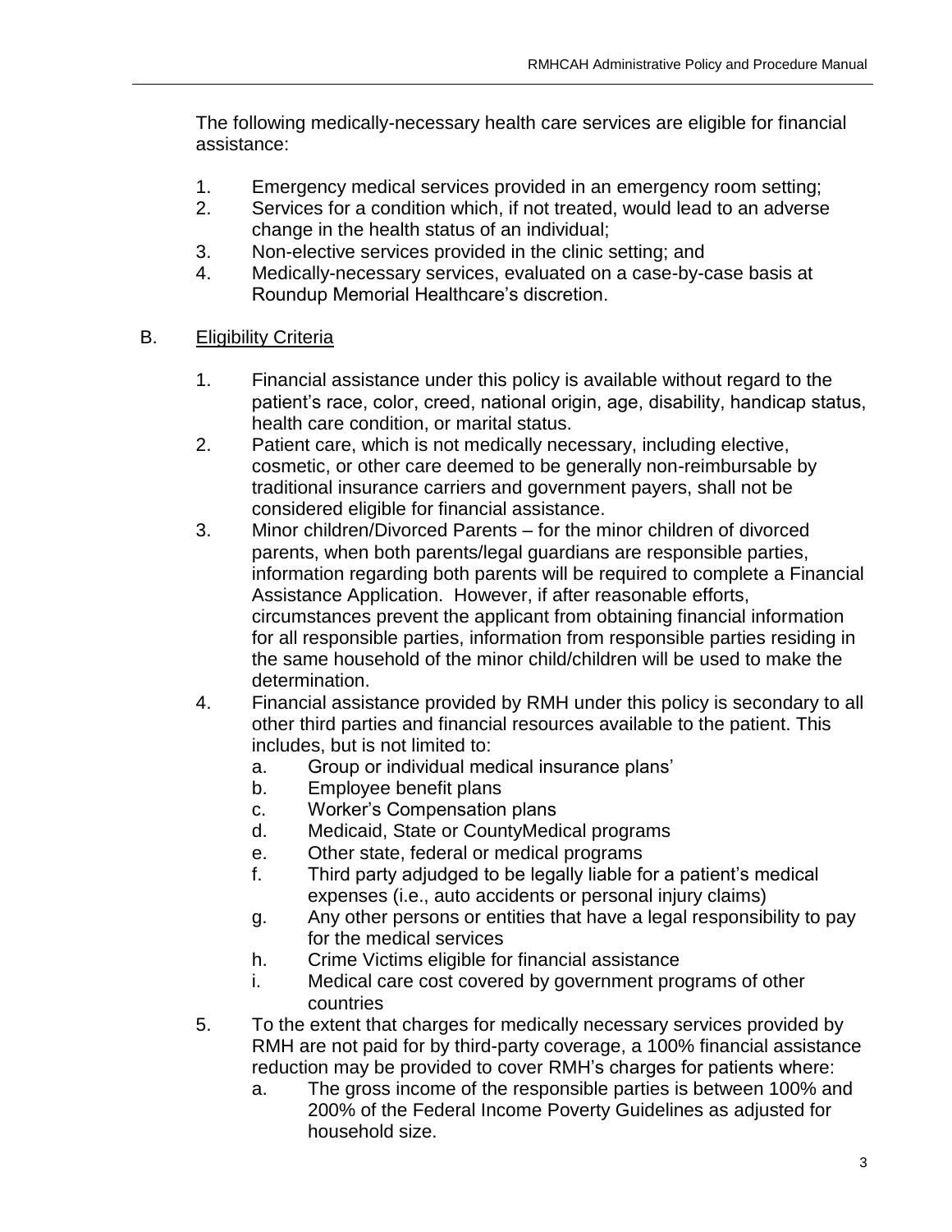The following medically-necessary health care services are eligible for financial assistance:

1. Emergency medical services provided in an emergency room setting;
2. Services for a condition which, if not treated, would lead to an adverse change in the health status of an individual;
3. Non-elective services provided in the clinic setting; and
4. Medically-necessary services, evaluated on a case-by-case basis at Roundup Memorial Healthcare's discretion.

B. <u>Eligibility Criteria</u>

1. Financial assistance under this policy is available without regard to the patient's race, color, creed, national origin, age, disability, handicap status, health care condition, or marital status.
2. Patient care, which is not medically necessary, including elective, cosmetic, or other care deemed to be generally non-reimbursable by traditional insurance carriers and government payers, shall not be considered eligible for financial assistance.
3. Minor children/Divorced Parents – for the minor children of divorced parents, when both parents/legal guardians are responsible parties, information regarding both parents will be required to complete a Financial Assistance Application. However, if after reasonable efforts, circumstances prevent the applicant from obtaining financial information for all responsible parties, information from responsible parties residing in the same household of the minor child/children will be used to make the determination.
4. Financial assistance provided by RMH under this policy is secondary to all other third parties and financial resources available to the patient. This includes, but is not limited to:
   a. Group or individual medical insurance plans'
   b. Employee benefit plans
   c. Worker's Compensation plans
   d. Medicaid, State or CountyMedical programs
   e. Other state, federal or medical programs
   f. Third party adjudged to be legally liable for a patient's medical expenses (i.e., auto accidents or personal injury claims)
   g. Any other persons or entities that have a legal responsibility to pay for the medical services
   h. Crime Victims eligible for financial assistance
   i. Medical care cost covered by government programs of other countries
5. To the extent that charges for medically necessary services provided by RMH are not paid for by third-party coverage, a 100% financial assistance reduction may be provided to cover RMH's charges for patients where:
   a. The gross income of the responsible parties is between 100% and 200% of the Federal Income Poverty Guidelines as adjusted for household size.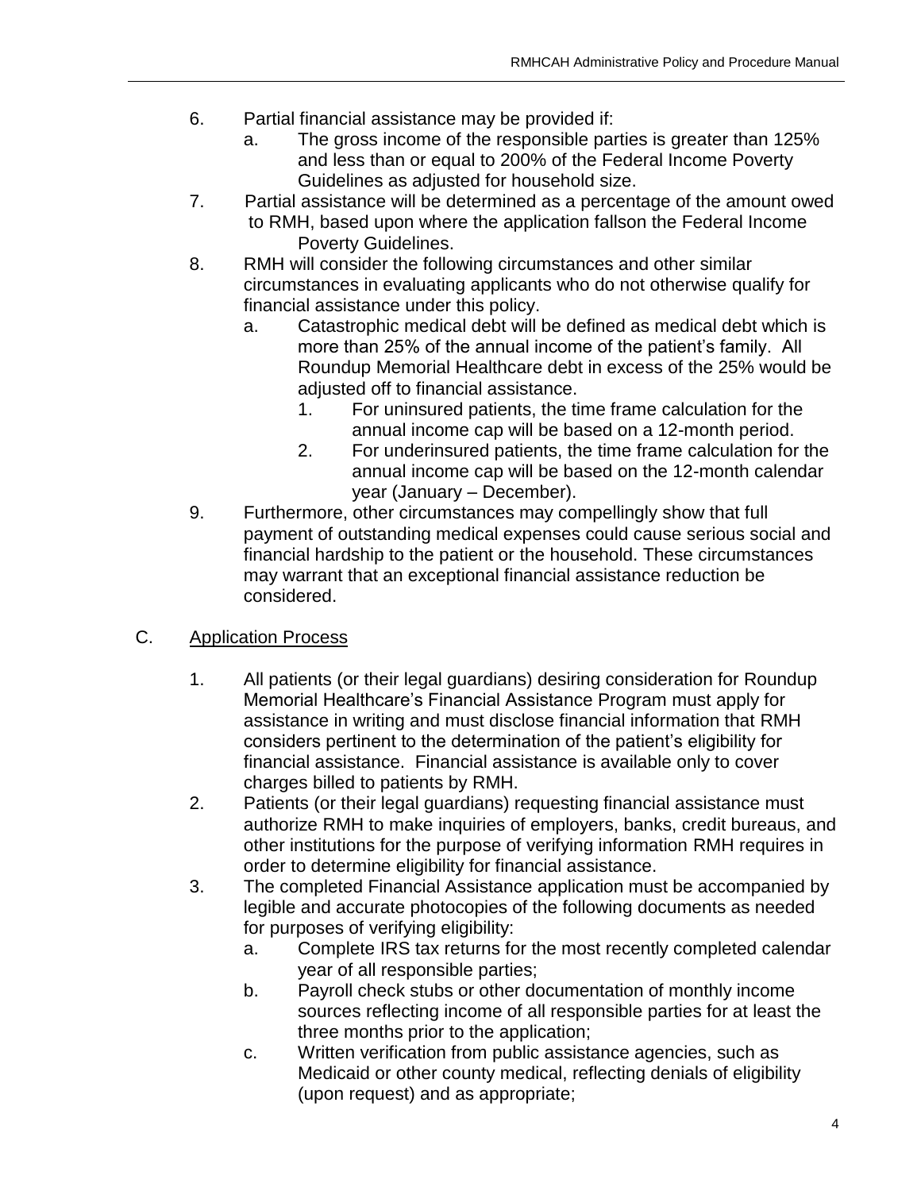6. Partial financial assistance may be provided if:
   a. The gross income of the responsible parties is greater than 125% and less than or equal to 200% of the Federal Income Poverty Guidelines as adjusted for household size.
7. Partial assistance will be determined as a percentage of the amount owed to RMH, based upon where the application fallson the Federal Income Poverty Guidelines.
8. RMH will consider the following circumstances and other similar circumstances in evaluating applicants who do not otherwise qualify for financial assistance under this policy.
   a. Catastrophic medical debt will be defined as medical debt which is more than 25% of the annual income of the patient's family. All Roundup Memorial Healthcare debt in excess of the 25% would be adjusted off to financial assistance.
      1. For uninsured patients, the time frame calculation for the annual income cap will be based on a 12-month period.
      2. For underinsured patients, the time frame calculation for the annual income cap will be based on the 12-month calendar year (January – December).
9. Furthermore, other circumstances may compellingly show that full payment of outstanding medical expenses could cause serious social and financial hardship to the patient or the household. These circumstances may warrant that an exceptional financial assistance reduction be considered.

C. <u>Application Process</u>

1. All patients (or their legal guardians) desiring consideration for Roundup Memorial Healthcare's Financial Assistance Program must apply for assistance in writing and must disclose financial information that RMH considers pertinent to the determination of the patient's eligibility for financial assistance. Financial assistance is available only to cover charges billed to patients by RMH.
2. Patients (or their legal guardians) requesting financial assistance must authorize RMH to make inquiries of employers, banks, credit bureaus, and other institutions for the purpose of verifying information RMH requires in order to determine eligibility for financial assistance.
3. The completed Financial Assistance application must be accompanied by legible and accurate photocopies of the following documents as needed for purposes of verifying eligibility:
   a. Complete IRS tax returns for the most recently completed calendar year of all responsible parties;
   b. Payroll check stubs or other documentation of monthly income sources reflecting income of all responsible parties for at least the three months prior to the application;
   c. Written verification from public assistance agencies, such as Medicaid or other county medical, reflecting denials of eligibility (upon request) and as appropriate;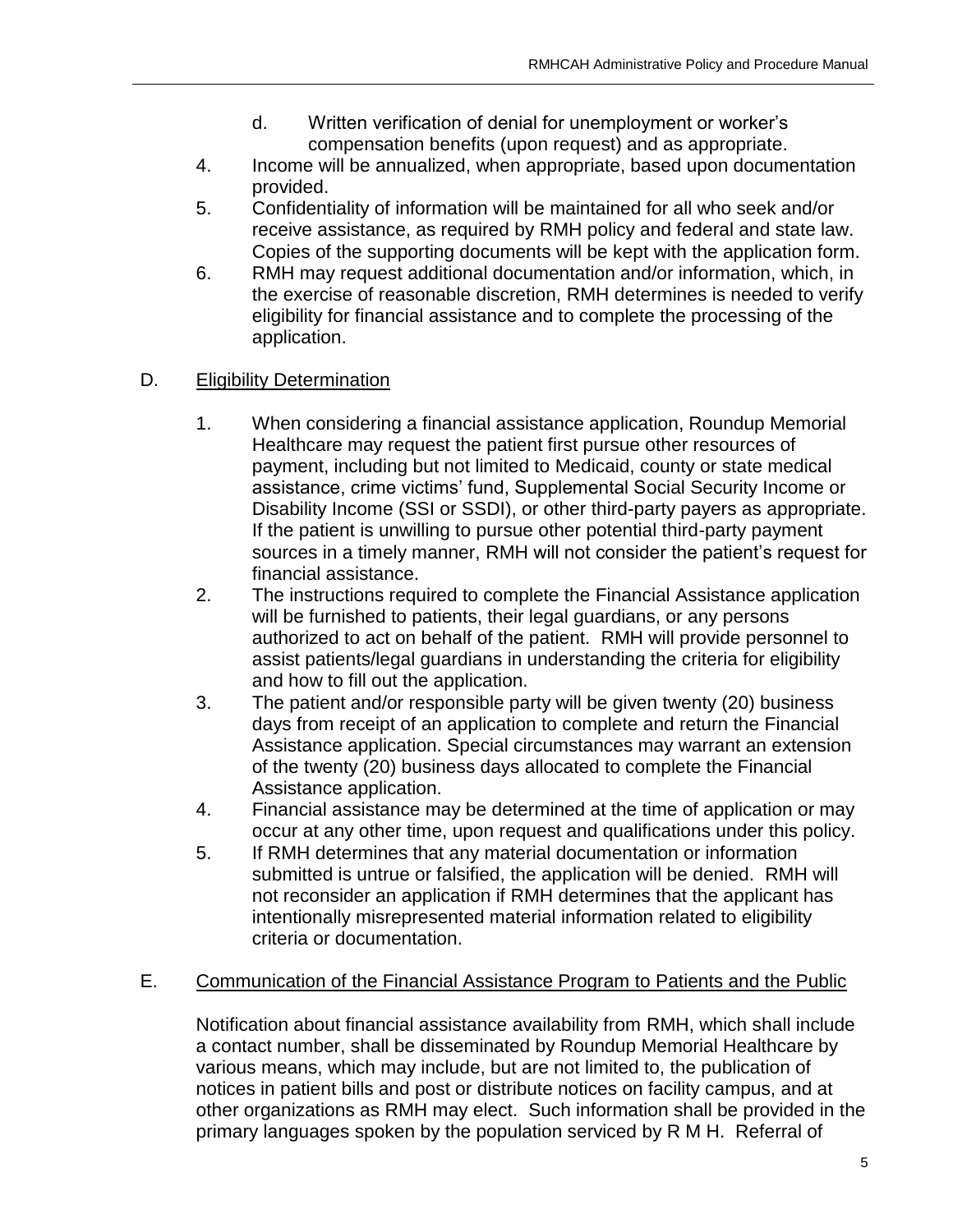d. Written verification of denial for unemployment or worker's compensation benefits (upon request) and as appropriate.

4. Income will be annualized, when appropriate, based upon documentation provided.
5. Confidentiality of information will be maintained for all who seek and/or receive assistance, as required by RMH policy and federal and state law. Copies of the supporting documents will be kept with the application form.
6. RMH may request additional documentation and/or information, which, in the exercise of reasonable discretion, RMH determines is needed to verify eligibility for financial assistance and to complete the processing of the application.

D. <u>Eligibility Determination</u>

1. When considering a financial assistance application, Roundup Memorial Healthcare may request the patient first pursue other resources of payment, including but not limited to Medicaid, county or state medical assistance, crime victims' fund, Supplemental Social Security Income or Disability Income (SSI or SSDI), or other third-party payers as appropriate. If the patient is unwilling to pursue other potential third-party payment sources in a timely manner, RMH will not consider the patient's request for financial assistance.
2. The instructions required to complete the Financial Assistance application will be furnished to patients, their legal guardians, or any persons authorized to act on behalf of the patient. RMH will provide personnel to assist patients/legal guardians in understanding the criteria for eligibility and how to fill out the application.
3. The patient and/or responsible party will be given twenty (20) business days from receipt of an application to complete and return the Financial Assistance application. Special circumstances may warrant an extension of the twenty (20) business days allocated to complete the Financial Assistance application.
4. Financial assistance may be determined at the time of application or may occur at any other time, upon request and qualifications under this policy.
5. If RMH determines that any material documentation or information submitted is untrue or falsified, the application will be denied. RMH will not reconsider an application if RMH determines that the applicant has intentionally misrepresented material information related to eligibility criteria or documentation.

E. <u>Communication of the Financial Assistance Program to Patients and the Public</u>

Notification about financial assistance availability from RMH, which shall include a contact number, shall be disseminated by Roundup Memorial Healthcare by various means, which may include, but are not limited to, the publication of notices in patient bills and post or distribute notices on facility campus, and at other organizations as RMH may elect. Such information shall be provided in the primary languages spoken by the population serviced by R M H. Referral of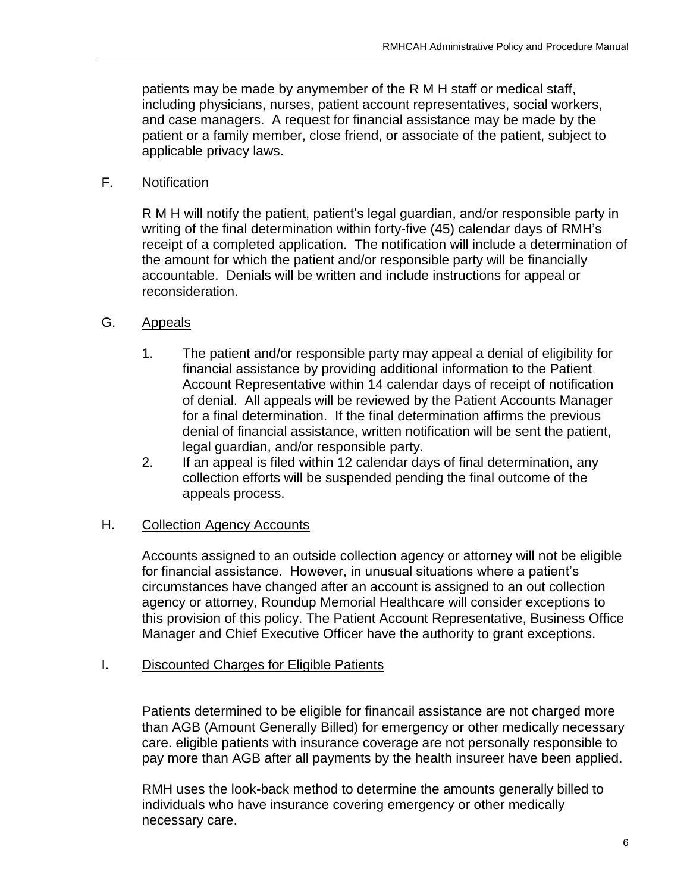patients may be made by anymember of the R M H staff or medical staff, including physicians, nurses, patient account representatives, social workers, and case managers. A request for financial assistance may be made by the patient or a family member, close friend, or associate of the patient, subject to applicable privacy laws.

F. Notification

R M H will notify the patient, patient's legal guardian, and/or responsible party in writing of the final determination within forty-five (45) calendar days of RMH's receipt of a completed application. The notification will include a determination of the amount for which the patient and/or responsible party will be financially accountable. Denials will be written and include instructions for appeal or reconsideration.

G. Appeals

1. The patient and/or responsible party may appeal a denial of eligibility for financial assistance by providing additional information to the Patient Account Representative within 14 calendar days of receipt of notification of denial. All appeals will be reviewed by the Patient Accounts Manager for a final determination. If the final determination affirms the previous denial of financial assistance, written notification will be sent the patient, legal guardian, and/or responsible party.
2. If an appeal is filed within 12 calendar days of final determination, any collection efforts will be suspended pending the final outcome of the appeals process.

H. Collection Agency Accounts

Accounts assigned to an outside collection agency or attorney will not be eligible for financial assistance. However, in unusual situations where a patient's circumstances have changed after an account is assigned to an out collection agency or attorney, Roundup Memorial Healthcare will consider exceptions to this provision of this policy. The Patient Account Representative, Business Office Manager and Chief Executive Officer have the authority to grant exceptions.

I. Discounted Charges for Eligible Patients

Patients determined to be eligible for financail assistance are not charged more than AGB (Amount Generally Billed) for emergency or other medically necessary care. eligible patients with insurance coverage are not personally responsible to pay more than AGB after all payments by the health insureer have been applied.

RMH uses the look-back method to determine the amounts generally billed to individuals who have insurance covering emergency or other medically necessary care.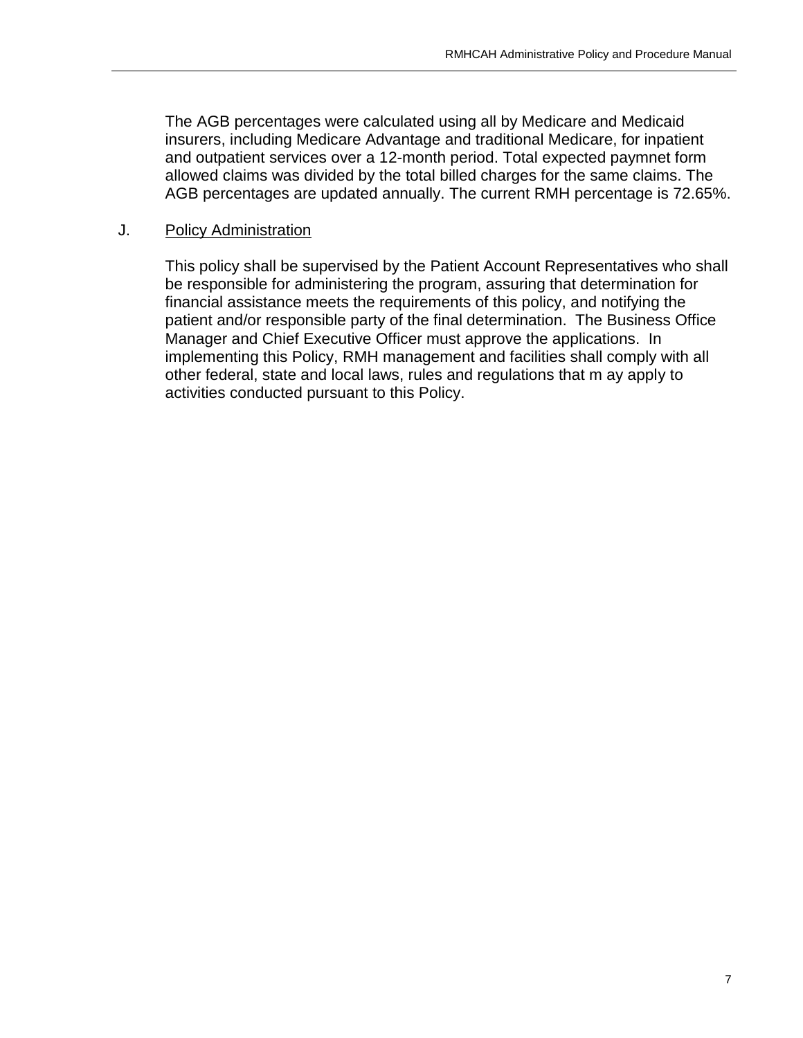The AGB percentages were calculated using all by Medicare and Medicaid insurers, including Medicare Advantage and traditional Medicare, for inpatient and outpatient services over a 12-month period. Total expected paymnet form allowed claims was divided by the total billed charges for the same claims. The AGB percentages are updated annually. The current RMH percentage is 72.65%.

J. Policy Administration

This policy shall be supervised by the Patient Account Representatives who shall be responsible for administering the program, assuring that determination for financial assistance meets the requirements of this policy, and notifying the patient and/or responsible party of the final determination. The Business Office Manager and Chief Executive Officer must approve the applications. In implementing this Policy, RMH management and facilities shall comply with all other federal, state and local laws, rules and regulations that m ay apply to activities conducted pursuant to this Policy.